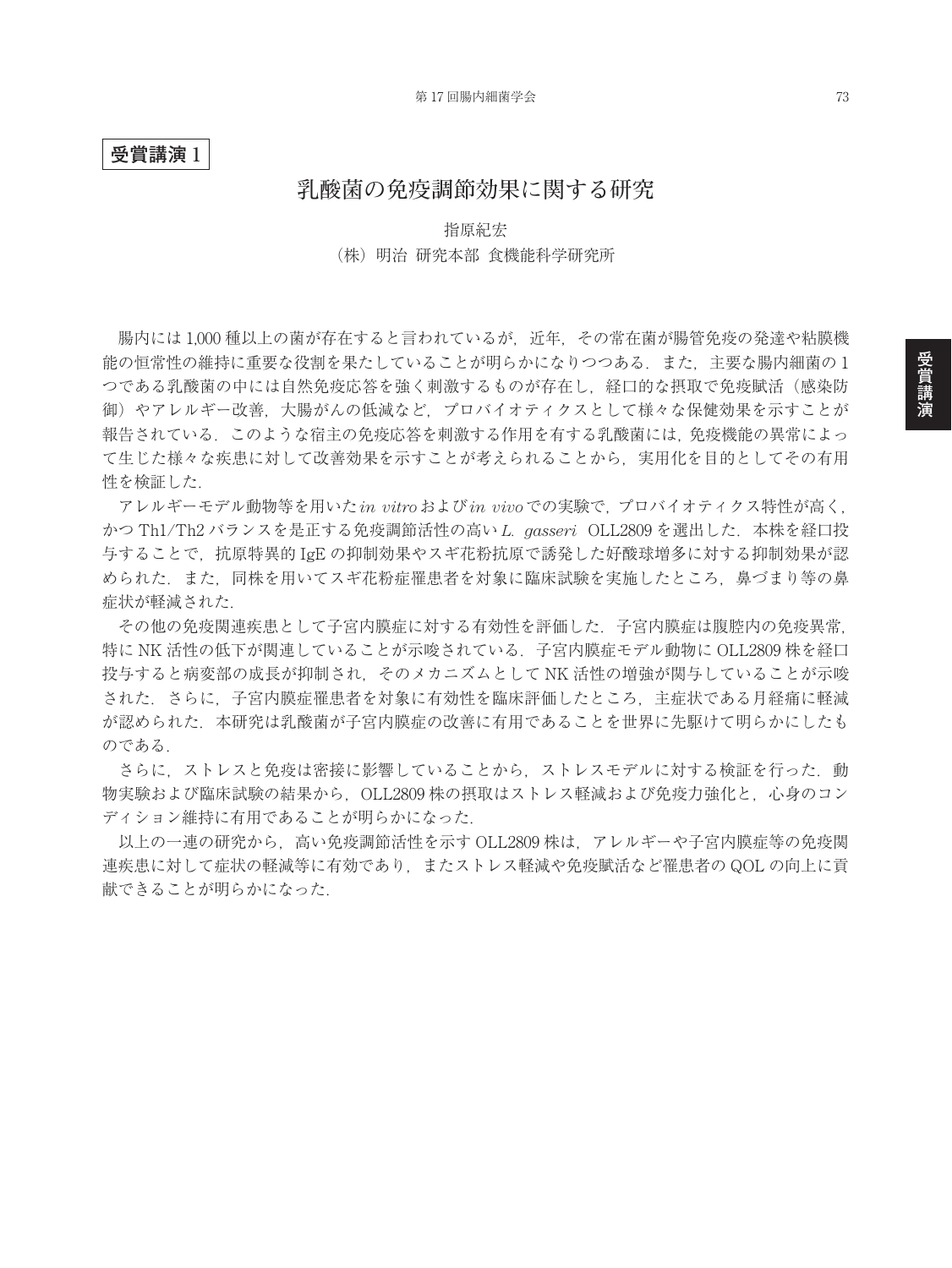**受賞講演 1**

# 乳酸菌の免疫調節効果に関する研究

指原紀宏

（株）明治 研究本部 食機能科学研究所

腸内には 1,000 種以上の菌が存在すると言われているが，近年，その常在菌が腸管免疫の発達や粘膜機能の恒常性の維持に重要な役割を果たしていることが明らかになりつつある．また，主要な腸内細菌の 1 つである乳酸菌の中には自然免疫応答を強く刺激するものが存在し，経口的な摂取で免疫賦活（感染防御）やアレルギー改善，大腸がんの低減など，プロバイオティクスとして様々な保健効果を示すことが報告されている．このような宿主の免疫応答を刺激する作用を有する乳酸菌には，免疫機能の異常によって生じた様々な疾患に対して改善効果を示すことが考えられることから，実用化を目的としてその有用性を検証した．

アレルギーモデル動物等を用いた *in vitro* および *in vivo* での実験で，プロバイオティクス特性が高く，かつ Th1/Th2 バランスを是正する免疫調節活性の高い *L. gasseri* OLL2809 を選出した．本株を経口投与することで，抗原特異的 IgE の抑制効果やスギ花粉抗原で誘発した好酸球増多に対する抑制効果が認められた．また，同株を用いてスギ花粉症罹患者を対象に臨床試験を実施したところ，鼻づまり等の鼻症状が軽減された．

その他の免疫関連疾患として子宮内膜症に対する有効性を評価した．子宮内膜症は腹腔内の免疫異常，特に NK 活性の低下が関連していることが示唆されている．子宮内膜症モデル動物に OLL2809 株を経口投与すると病変部の成長が抑制され，そのメカニズムとして NK 活性の増強が関与していることが示唆された．さらに，子宮内膜症罹患者を対象に有効性を臨床評価したところ，主症状である月経痛に軽減が認められた．本研究は乳酸菌が子宮内膜症の改善に有用であることを世界に先駆けて明らかにしたものである．

さらに，ストレスと免疫は密接に影響していることから，ストレスモデルに対する検証を行った．動物実験および臨床試験の結果から，OLL2809 株の摂取はストレス軽減および免疫力強化と，心身のコンディション維持に有用であることが明らかになった．

以上の一連の研究から，高い免疫調節活性を示す OLL2809 株は，アレルギーや子宮内膜症等の免疫関連疾患に対して症状の軽減等に有効であり，またストレス軽減や免疫賦活など罹患者の QOL の向上に貢献できることが明らかになった．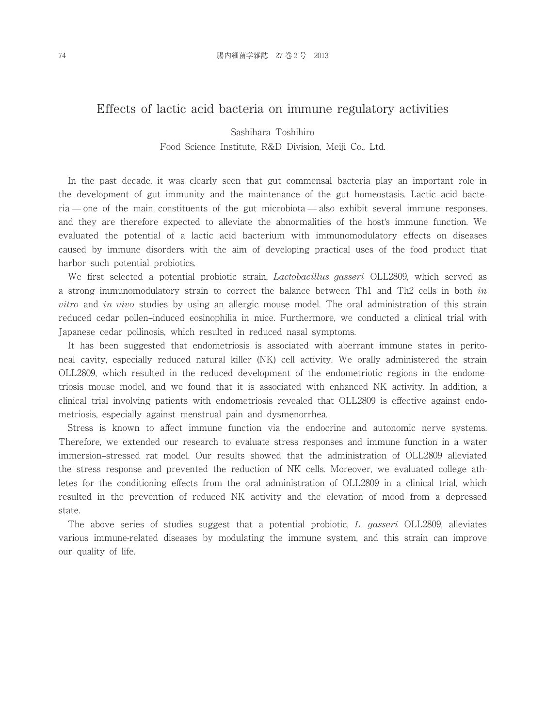# Effects of lactic acid bacteria on immune regulatory activities

Sashihara Toshihiro

Food Science Institute, R&D Division, Meiji Co., Ltd.

In the past decade, it was clearly seen that gut commensal bacteria play an important role in the development of gut immunity and the maintenance of the gut homeostasis. Lactic acid bacteria — one of the main constituents of the gut microbiota — also exhibit several immune responses, and they are therefore expected to alleviate the abnormalities of the host's immune function. We evaluated the potential of a lactic acid bacterium with immunomodulatory effects on diseases caused by immune disorders with the aim of developing practical uses of the food product that harbor such potential probiotics.

We first selected a potential probiotic strain, *Lactobacillus gasseri* OLL2809, which served as a strong immunomodulatory strain to correct the balance between Th1 and Th2 cells in both *in vitro* and *in vivo* studies by using an allergic mouse model. The oral administration of this strain reduced cedar pollen–induced eosinophilia in mice. Furthermore, we conducted a clinical trial with Japanese cedar pollinosis, which resulted in reduced nasal symptoms.

It has been suggested that endometriosis is associated with aberrant immune states in peritoneal cavity, especially reduced natural killer (NK) cell activity. We orally administered the strain OLL2809, which resulted in the reduced development of the endometriotic regions in the endometriosis mouse model, and we found that it is associated with enhanced NK activity. In addition, a clinical trial involving patients with endometriosis revealed that OLL2809 is effective against endometriosis, especially against menstrual pain and dysmenorrhea.

Stress is known to affect immune function via the endocrine and autonomic nerve systems. Therefore, we extended our research to evaluate stress responses and immune function in a water immersion–stressed rat model. Our results showed that the administration of OLL2809 alleviated the stress response and prevented the reduction of NK cells. Moreover, we evaluated college athletes for the conditioning effects from the oral administration of OLL2809 in a clinical trial, which resulted in the prevention of reduced NK activity and the elevation of mood from a depressed state.

The above series of studies suggest that a potential probiotic, *L. gasseri* OLL2809, alleviates various immune-related diseases by modulating the immune system, and this strain can improve our quality of life.